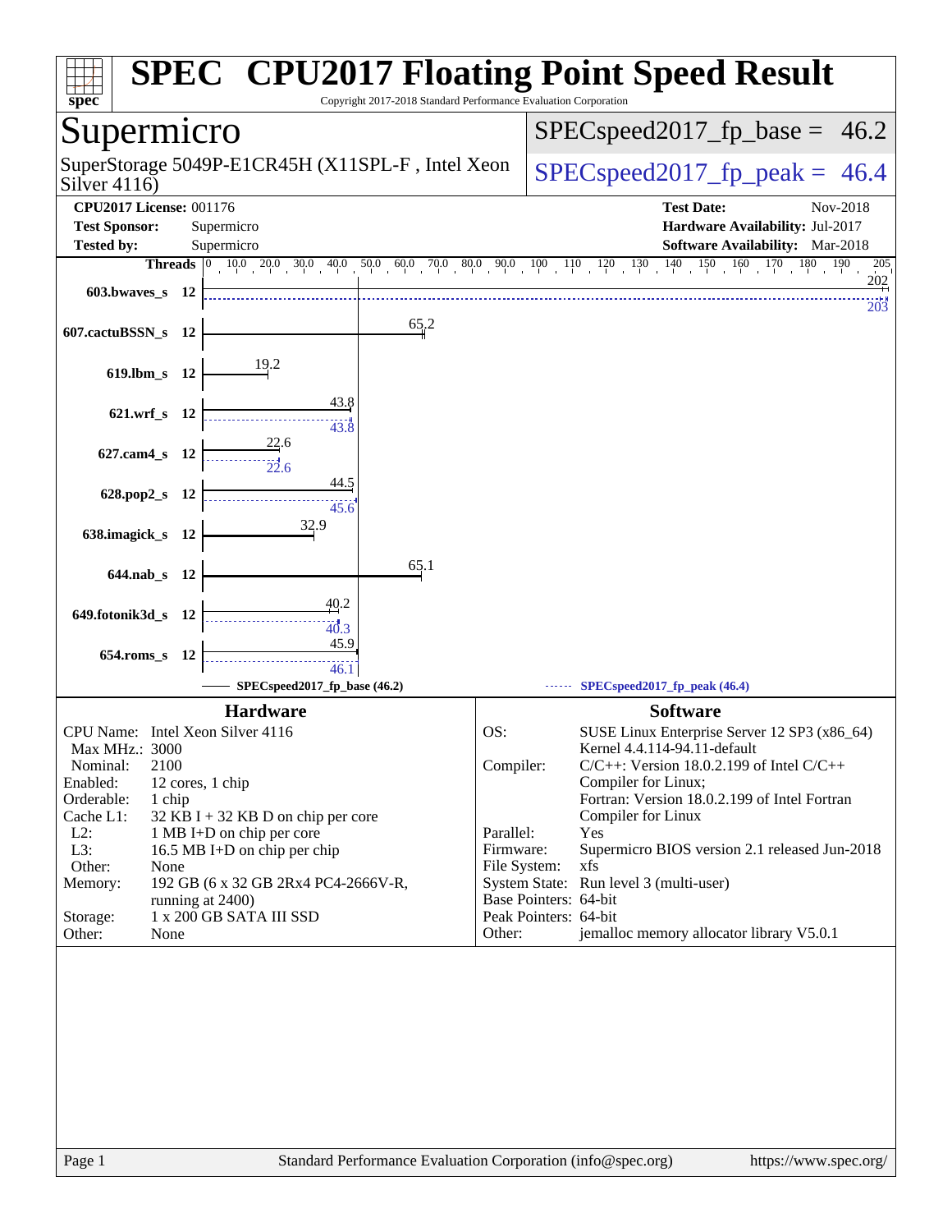# SPEC® CPU2017 Floating Point Speed Result

Copyright 2017-2018 Standard Performance Evaluation Corporation

## Supermicro

SuperStorage 5049P-E1CR45H (X11SPL-F , Intel Xeon Silver 4116)

SPECspeed2017_fp_base = 46.2

SPECspeed2017_fp_peak = 46.4

**CPU2017 License:** 001176
**Test Sponsor:** Supermicro
**Tested by:** Supermicro

**Test Date:** Nov-2018
**Hardware Availability:** Jul-2017
**Software Availability:** Mar-2018

| Benchmark | Threads | Base | Peak |
|---|---|---|---|
| 603.bwaves_s | 12 | 202 | 203 |
| 607.cactuBSSN_s | 12 | 65.2 | |
| 619.lbm_s | 12 | 19.2 | |
| 621.wrf_s | 12 | 43.8 | 43.8 |
| 627.cam4_s | 12 | 22.6 | 22.6 |
| 628.pop2_s | 12 | 44.5 | 45.6 |
| 638.imagick_s | 12 | 32.9 | |
| 644.nab_s | 12 | 65.1 | |
| 649.fotonik3d_s | 12 | 40.2 | 40.3 |
| 654.roms_s | 12 | 45.9 | 46.1 |

SPECspeed2017_fp_base (46.2) — SPECspeed2017_fp_peak (46.4)

### Hardware

| | |
|---|---|
| CPU Name: | Intel Xeon Silver 4116 |
| Max MHz.: | 3000 |
| Nominal: | 2100 |
| Enabled: | 12 cores, 1 chip |
| Orderable: | 1 chip |
| Cache L1: | 32 KB I + 32 KB D on chip per core |
| L2: | 1 MB I+D on chip per core |
| L3: | 16.5 MB I+D on chip per chip |
| Other: | None |
| Memory: | 192 GB (6 x 32 GB 2Rx4 PC4-2666V-R, running at 2400) |
| Storage: | 1 x 200 GB SATA III SSD |
| Other: | None |

### Software

| | |
|---|---|
| OS: | SUSE Linux Enterprise Server 12 SP3 (x86_64) Kernel 4.4.114-94.11-default |
| Compiler: | C/C++: Version 18.0.2.199 of Intel C/C++ Compiler for Linux; Fortran: Version 18.0.2.199 of Intel Fortran Compiler for Linux |
| Parallel: | Yes |
| Firmware: | Supermicro BIOS version 2.1 released Jun-2018 |
| File System: | xfs |
| System State: | Run level 3 (multi-user) |
| Base Pointers: | 64-bit |
| Peak Pointers: | 64-bit |
| Other: | jemalloc memory allocator library V5.0.1 |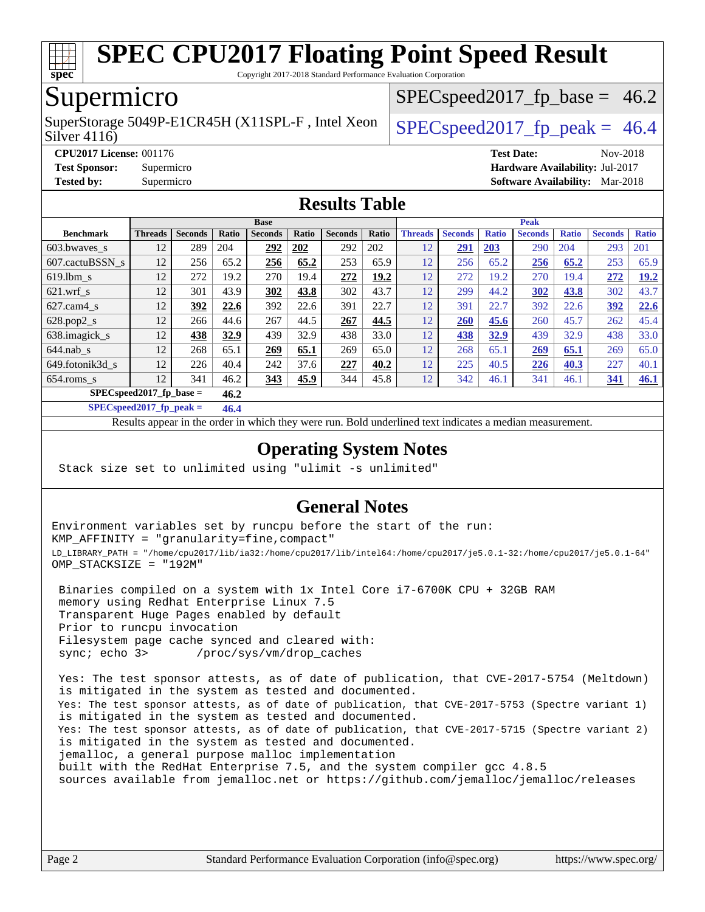# SPEC CPU2017 Floating Point Speed Result

Copyright 2017-2018 Standard Performance Evaluation Corporation

## Supermicro

SuperStorage 5049P-E1CR45H (X11SPL-F , Intel Xeon Silver 4116)

SPECspeed2017_fp_base = 46.2

SPECspeed2017_fp_peak = 46.4

**CPU2017 License:** 001176
**Test Sponsor:** Supermicro
**Tested by:** Supermicro

**Test Date:** Nov-2018
**Hardware Availability:** Jul-2017
**Software Availability:** Mar-2018

## Results Table

| | Base | | | | | | | Peak | | | | | | |
|---|---|---|---|---|---|---|---|---|---|---|---|---|---|---|
| **Benchmark** | **Threads** | **Seconds** | **Ratio** | **Seconds** | **Ratio** | **Seconds** | **Ratio** | **Threads** | **Seconds** | **Ratio** | **Seconds** | **Ratio** | **Seconds** | **Ratio** |
| 603.bwaves_s | 12 | 289 | 204 | **292** | **202** | 292 | 202 | 12 | **291** | **203** | 290 | 204 | 293 | 201 |
| 607.cactuBSSN_s | 12 | 256 | 65.2 | **256** | **65.2** | 253 | 65.9 | 12 | 256 | 65.2 | **256** | **65.2** | 253 | 65.9 |
| 619.lbm_s | 12 | 272 | 19.2 | 270 | 19.4 | **272** | **19.2** | 12 | 272 | 19.2 | 270 | 19.4 | **272** | **19.2** |
| 621.wrf_s | 12 | 301 | 43.9 | **302** | **43.8** | 302 | 43.7 | 12 | 299 | 44.2 | **302** | **43.8** | 302 | 43.7 |
| 627.cam4_s | 12 | **392** | **22.6** | 392 | 22.6 | 391 | 22.7 | 12 | 391 | 22.7 | 392 | 22.6 | **392** | **22.6** |
| 628.pop2_s | 12 | 266 | 44.6 | 267 | 44.5 | **267** | **44.5** | 12 | **260** | **45.6** | 260 | 45.7 | 262 | 45.4 |
| 638.imagick_s | 12 | **438** | **32.9** | 439 | 32.9 | 438 | 33.0 | 12 | **438** | **32.9** | 439 | 32.9 | 438 | 33.0 |
| 644.nab_s | 12 | 268 | 65.1 | **269** | **65.1** | 269 | 65.0 | 12 | 268 | 65.1 | **269** | **65.1** | 269 | 65.0 |
| 649.fotonik3d_s | 12 | 226 | 40.4 | 242 | 37.6 | **227** | **40.2** | 12 | 225 | 40.5 | **226** | **40.3** | 227 | 40.1 |
| 654.roms_s | 12 | 341 | 46.2 | **343** | **45.9** | 344 | 45.8 | 12 | 342 | 46.1 | 341 | 46.1 | **341** | **46.1** |
| **SPECspeed2017_fp_base =** | **46.2** | | | | | | | | | | | | | |
| **SPECspeed2017_fp_peak =** | **46.4** | | | | | | | | | | | | | |

Results appear in the order in which they were run. Bold underlined text indicates a median measurement.

## Operating System Notes

```
Stack size set to unlimited using "ulimit -s unlimited"
```

## General Notes

```
Environment variables set by runcpu before the start of the run:
KMP_AFFINITY = "granularity=fine,compact"
LD_LIBRARY_PATH = "/home/cpu2017/lib/ia32:/home/cpu2017/lib/intel64:/home/cpu2017/je5.0.1-32:/home/cpu2017/je5.0.1-64"
OMP_STACKSIZE = "192M"

 Binaries compiled on a system with 1x Intel Core i7-6700K CPU + 32GB RAM
 memory using Redhat Enterprise Linux 7.5
 Transparent Huge Pages enabled by default
 Prior to runcpu invocation
 Filesystem page cache synced and cleared with:
 sync; echo 3>       /proc/sys/vm/drop_caches

 Yes: The test sponsor attests, as of date of publication, that CVE-2017-5754 (Meltdown)
 is mitigated in the system as tested and documented.
 Yes: The test sponsor attests, as of date of publication, that CVE-2017-5753 (Spectre variant 1)
 is mitigated in the system as tested and documented.
 Yes: The test sponsor attests, as of date of publication, that CVE-2017-5715 (Spectre variant 2)
 is mitigated in the system as tested and documented.
 jemalloc, a general purpose malloc implementation
 built with the RedHat Enterprise 7.5, and the system compiler gcc 4.8.5
 sources available from jemalloc.net or https://github.com/jemalloc/jemalloc/releases
```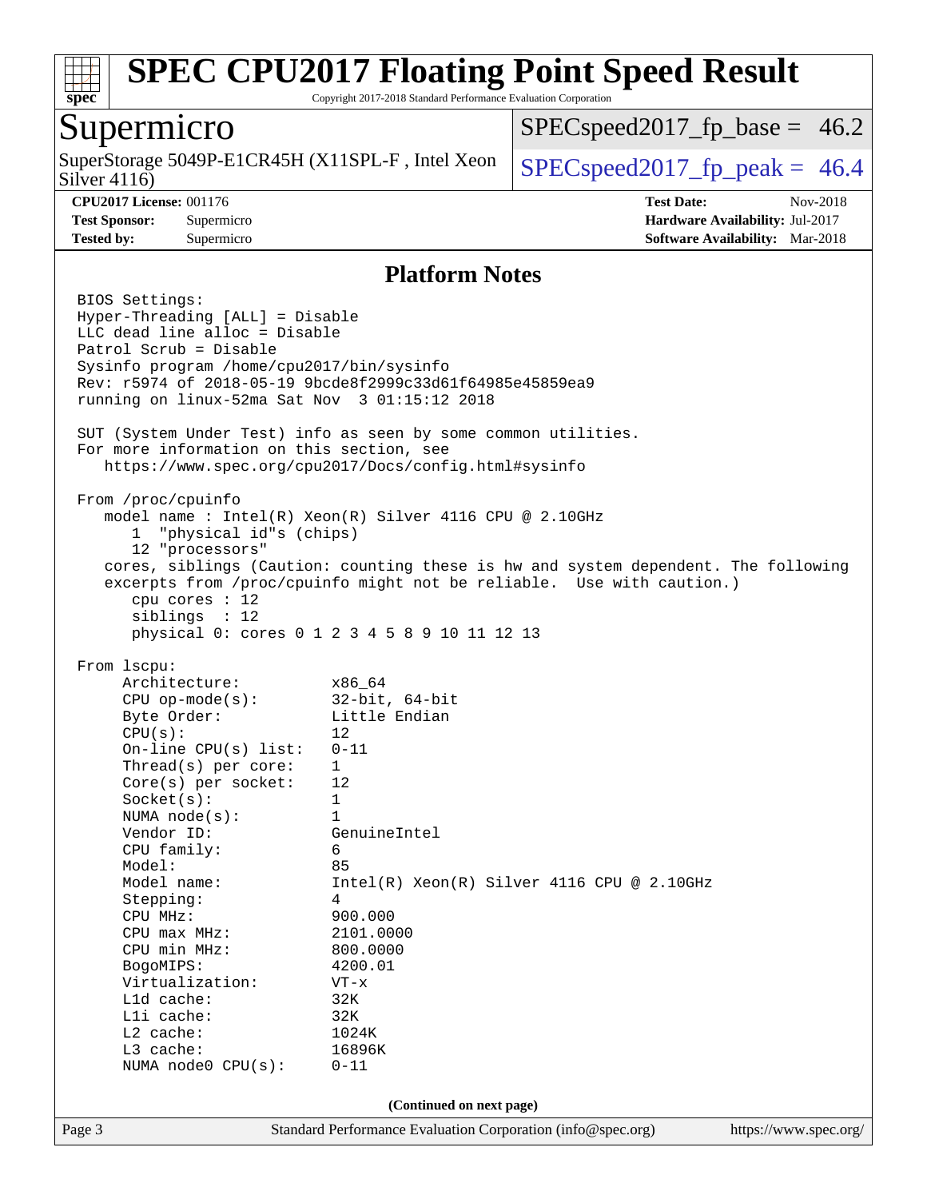# SPEC CPU2017 Floating Point Speed Result

Copyright 2017-2018 Standard Performance Evaluation Corporation

## Supermicro

SuperStorage 5049P-E1CR45H (X11SPL-F , Intel Xeon Silver 4116)

SPECspeed2017_fp_base = 46.2

SPECspeed2017_fp_peak = 46.4

**CPU2017 License:** 001176
**Test Sponsor:** Supermicro
**Tested by:** Supermicro

**Test Date:** Nov-2018
**Hardware Availability:** Jul-2017
**Software Availability:** Mar-2018

### Platform Notes

```
BIOS Settings:
Hyper-Threading [ALL] = Disable
LLC dead line alloc = Disable
Patrol Scrub = Disable
Sysinfo program /home/cpu2017/bin/sysinfo
Rev: r5974 of 2018-05-19 9bcde8f2999c33d61f64985e45859ea9
running on linux-52ma Sat Nov  3 01:15:12 2018

SUT (System Under Test) info as seen by some common utilities.
For more information on this section, see
   https://www.spec.org/cpu2017/Docs/config.html#sysinfo

From /proc/cpuinfo
   model name : Intel(R) Xeon(R) Silver 4116 CPU @ 2.10GHz
      1  "physical id"s (chips)
      12 "processors"
   cores, siblings (Caution: counting these is hw and system dependent. The following
   excerpts from /proc/cpuinfo might not be reliable.  Use with caution.)
      cpu cores : 12
      siblings  : 12
      physical 0: cores 0 1 2 3 4 5 8 9 10 11 12 13

From lscpu:
     Architecture:          x86_64
     CPU op-mode(s):        32-bit, 64-bit
     Byte Order:            Little Endian
     CPU(s):                12
     On-line CPU(s) list:   0-11
     Thread(s) per core:    1
     Core(s) per socket:    12
     Socket(s):             1
     NUMA node(s):          1
     Vendor ID:             GenuineIntel
     CPU family:            6
     Model:                 85
     Model name:            Intel(R) Xeon(R) Silver 4116 CPU @ 2.10GHz
     Stepping:              4
     CPU MHz:               900.000
     CPU max MHz:           2101.0000
     CPU min MHz:           800.0000
     BogoMIPS:              4200.01
     Virtualization:        VT-x
     L1d cache:             32K
     L1i cache:             32K
     L2 cache:              1024K
     L3 cache:              16896K
     NUMA node0 CPU(s):     0-11
```

(Continued on next page)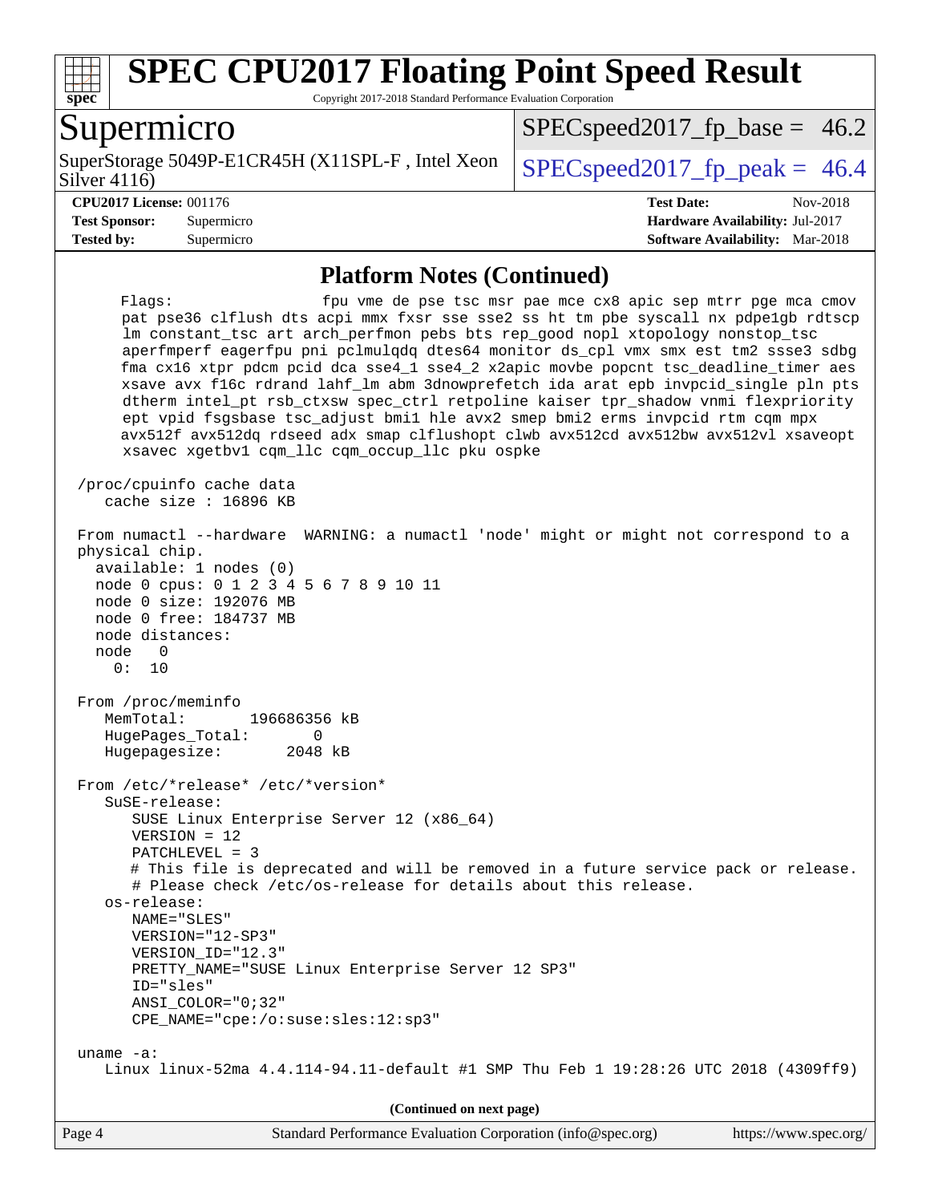## Platform Notes (Continued)

```
     Flags:                fpu vme de pse tsc msr pae mce cx8 apic sep mtrr pge mca cmov
     pat pse36 clflush dts acpi mmx fxsr sse sse2 ss ht tm pbe syscall nx pdpe1gb rdtscp
     lm constant_tsc art arch_perfmon pebs bts rep_good nopl xtopology nonstop_tsc
     aperfmperf eagerfpu pni pclmulqdq dtes64 monitor ds_cpl vmx smx est tm2 ssse3 sdbg
     fma cx16 xtpr pdcm pcid dca sse4_1 sse4_2 x2apic movbe popcnt tsc_deadline_timer aes
     xsave avx f16c rdrand lahf_lm abm 3dnowprefetch ida arat epb invpcid_single pln pts
     dtherm intel_pt rsb_ctxsw spec_ctrl retpoline kaiser tpr_shadow vnmi flexpriority
     ept vpid fsgsbase tsc_adjust bmi1 hle avx2 smep bmi2 erms invpcid rtm cqm mpx
     avx512f avx512dq rdseed adx smap clflushopt clwb avx512cd avx512bw avx512vl xsaveopt
     xsavec xgetbv1 cqm_llc cqm_occup_llc pku ospke

 /proc/cpuinfo cache data
    cache size : 16896 KB

 From numactl --hardware  WARNING: a numactl 'node' might or might not correspond to a
 physical chip.
   available: 1 nodes (0)
   node 0 cpus: 0 1 2 3 4 5 6 7 8 9 10 11
   node 0 size: 192076 MB
   node 0 free: 184737 MB
   node distances:
   node   0
     0:  10

 From /proc/meminfo
    MemTotal:       196686356 kB
    HugePages_Total:       0
    Hugepagesize:       2048 kB

 From /etc/*release* /etc/*version*
    SuSE-release:
       SUSE Linux Enterprise Server 12 (x86_64)
       VERSION = 12
       PATCHLEVEL = 3
       # This file is deprecated and will be removed in a future service pack or release.
       # Please check /etc/os-release for details about this release.
    os-release:
       NAME="SLES"
       VERSION="12-SP3"
       VERSION_ID="12.3"
       PRETTY_NAME="SUSE Linux Enterprise Server 12 SP3"
       ID="sles"
       ANSI_COLOR="0;32"
       CPE_NAME="cpe:/o:suse:sles:12:sp3"

 uname -a:
    Linux linux-52ma 4.4.114-94.11-default #1 SMP Thu Feb 1 19:28:26 UTC 2018 (4309ff9)
```

**(Continued on next page)**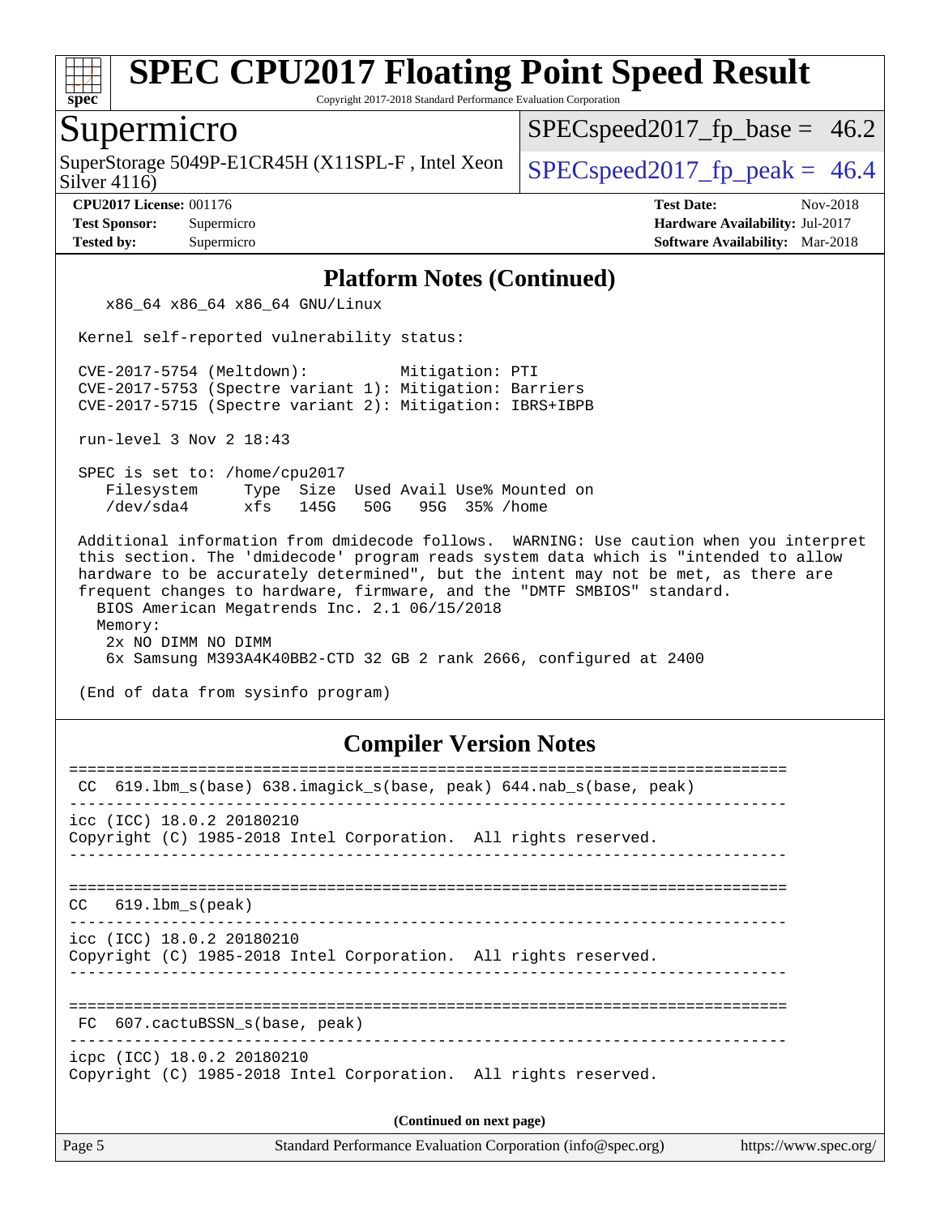# SPEC CPU2017 Floating Point Speed Result

Copyright 2017-2018 Standard Performance Evaluation Corporation

## Supermicro

SuperStorage 5049P-E1CR45H (X11SPL-F , Intel Xeon Silver 4116)

SPECspeed2017_fp_base = 46.2

SPECspeed2017_fp_peak = 46.4

**CPU2017 License:** 001176
**Test Sponsor:** Supermicro
**Tested by:** Supermicro

**Test Date:** Nov-2018
**Hardware Availability:** Jul-2017
**Software Availability:** Mar-2018

### Platform Notes (Continued)

```
    x86_64 x86_64 x86_64 GNU/Linux

 Kernel self-reported vulnerability status:

 CVE-2017-5754 (Meltdown):          Mitigation: PTI
 CVE-2017-5753 (Spectre variant 1): Mitigation: Barriers
 CVE-2017-5715 (Spectre variant 2): Mitigation: IBRS+IBPB

 run-level 3 Nov 2 18:43

 SPEC is set to: /home/cpu2017
    Filesystem     Type  Size  Used Avail Use% Mounted on
    /dev/sda4      xfs   145G   50G   95G  35% /home

 Additional information from dmidecode follows.  WARNING: Use caution when you interpret
 this section. The 'dmidecode' program reads system data which is "intended to allow
 hardware to be accurately determined", but the intent may not be met, as there are
 frequent changes to hardware, firmware, and the "DMTF SMBIOS" standard.
   BIOS American Megatrends Inc. 2.1 06/15/2018
   Memory:
    2x NO DIMM NO DIMM
    6x Samsung M393A4K40BB2-CTD 32 GB 2 rank 2666, configured at 2400

 (End of data from sysinfo program)
```

### Compiler Version Notes

```
==============================================================================
 CC  619.lbm_s(base) 638.imagick_s(base, peak) 644.nab_s(base, peak)
------------------------------------------------------------------------------
icc (ICC) 18.0.2 20180210
Copyright (C) 1985-2018 Intel Corporation.  All rights reserved.
------------------------------------------------------------------------------

==============================================================================
CC   619.lbm_s(peak)
------------------------------------------------------------------------------
icc (ICC) 18.0.2 20180210
Copyright (C) 1985-2018 Intel Corporation.  All rights reserved.
------------------------------------------------------------------------------

==============================================================================
 FC  607.cactuBSSN_s(base, peak)
------------------------------------------------------------------------------
icpc (ICC) 18.0.2 20180210
Copyright (C) 1985-2018 Intel Corporation.  All rights reserved.
```

**(Continued on next page)**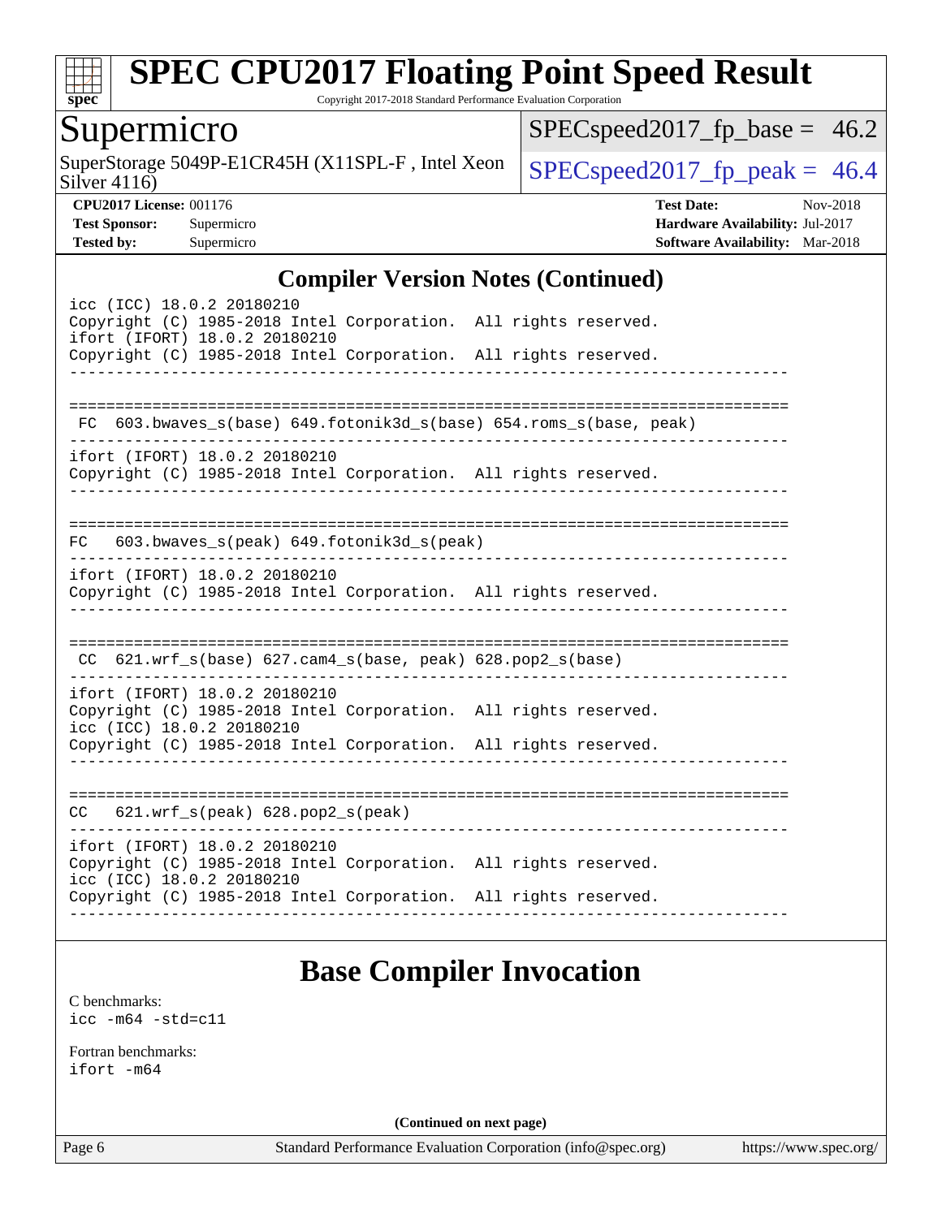## Compiler Version Notes (Continued)

```
icc (ICC) 18.0.2 20180210
Copyright (C) 1985-2018 Intel Corporation.  All rights reserved.
ifort (IFORT) 18.0.2 20180210
Copyright (C) 1985-2018 Intel Corporation.  All rights reserved.
------------------------------------------------------------------------------

==============================================================================
 FC  603.bwaves_s(base) 649.fotonik3d_s(base) 654.roms_s(base, peak)
------------------------------------------------------------------------------
ifort (IFORT) 18.0.2 20180210
Copyright (C) 1985-2018 Intel Corporation.  All rights reserved.
------------------------------------------------------------------------------

==============================================================================
FC   603.bwaves_s(peak) 649.fotonik3d_s(peak)
------------------------------------------------------------------------------
ifort (IFORT) 18.0.2 20180210
Copyright (C) 1985-2018 Intel Corporation.  All rights reserved.
------------------------------------------------------------------------------

==============================================================================
 CC  621.wrf_s(base) 627.cam4_s(base, peak) 628.pop2_s(base)
------------------------------------------------------------------------------
ifort (IFORT) 18.0.2 20180210
Copyright (C) 1985-2018 Intel Corporation.  All rights reserved.
icc (ICC) 18.0.2 20180210
Copyright (C) 1985-2018 Intel Corporation.  All rights reserved.
------------------------------------------------------------------------------

==============================================================================
CC   621.wrf_s(peak) 628.pop2_s(peak)
------------------------------------------------------------------------------
ifort (IFORT) 18.0.2 20180210
Copyright (C) 1985-2018 Intel Corporation.  All rights reserved.
icc (ICC) 18.0.2 20180210
Copyright (C) 1985-2018 Intel Corporation.  All rights reserved.
------------------------------------------------------------------------------
```

## Base Compiler Invocation

C benchmarks:
```
icc -m64 -std=c11
```

Fortran benchmarks:
```
ifort -m64
```

**(Continued on next page)**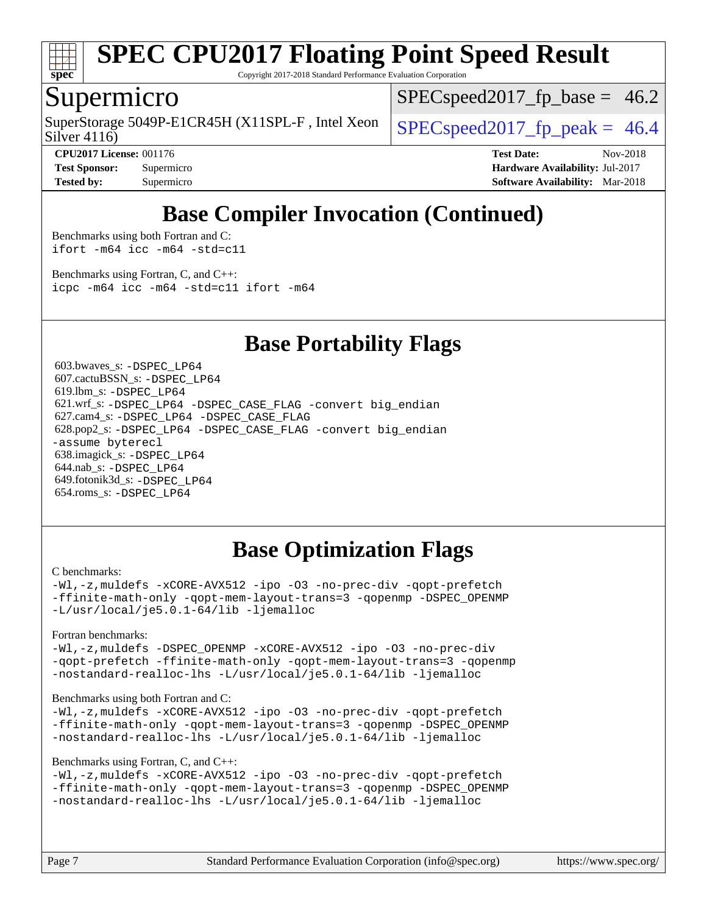# SPEC CPU2017 Floating Point Speed Result

Copyright 2017-2018 Standard Performance Evaluation Corporation

## Supermicro

SuperStorage 5049P-E1CR45H (X11SPL-F , Intel Xeon Silver 4116)

SPECspeed2017_fp_base = 46.2

SPECspeed2017_fp_peak = 46.4

**CPU2017 License:** 001176
**Test Sponsor:** Supermicro
**Tested by:** Supermicro

**Test Date:** Nov-2018
**Hardware Availability:** Jul-2017
**Software Availability:** Mar-2018

## Base Compiler Invocation (Continued)

Benchmarks using both Fortran and C:
```
ifort -m64 icc -m64 -std=c11
```

Benchmarks using Fortran, C, and C++:
```
icpc -m64 icc -m64 -std=c11 ifort -m64
```

## Base Portability Flags

603.bwaves_s: `-DSPEC_LP64`
607.cactuBSSN_s: `-DSPEC_LP64`
619.lbm_s: `-DSPEC_LP64`
621.wrf_s: `-DSPEC_LP64 -DSPEC_CASE_FLAG -convert big_endian`
627.cam4_s: `-DSPEC_LP64 -DSPEC_CASE_FLAG`
628.pop2_s: `-DSPEC_LP64 -DSPEC_CASE_FLAG -convert big_endian -assume byterecl`
638.imagick_s: `-DSPEC_LP64`
644.nab_s: `-DSPEC_LP64`
649.fotonik3d_s: `-DSPEC_LP64`
654.roms_s: `-DSPEC_LP64`

## Base Optimization Flags

C benchmarks:
```
-Wl,-z,muldefs -xCORE-AVX512 -ipo -O3 -no-prec-div -qopt-prefetch
-ffinite-math-only -qopt-mem-layout-trans=3 -qopenmp -DSPEC_OPENMP
-L/usr/local/je5.0.1-64/lib -ljemalloc
```

Fortran benchmarks:
```
-Wl,-z,muldefs -DSPEC_OPENMP -xCORE-AVX512 -ipo -O3 -no-prec-div
-qopt-prefetch -ffinite-math-only -qopt-mem-layout-trans=3 -qopenmp
-nostandard-realloc-lhs -L/usr/local/je5.0.1-64/lib -ljemalloc
```

Benchmarks using both Fortran and C:
```
-Wl,-z,muldefs -xCORE-AVX512 -ipo -O3 -no-prec-div -qopt-prefetch
-ffinite-math-only -qopt-mem-layout-trans=3 -qopenmp -DSPEC_OPENMP
-nostandard-realloc-lhs -L/usr/local/je5.0.1-64/lib -ljemalloc
```

Benchmarks using Fortran, C, and C++:
```
-Wl,-z,muldefs -xCORE-AVX512 -ipo -O3 -no-prec-div -qopt-prefetch
-ffinite-math-only -qopt-mem-layout-trans=3 -qopenmp -DSPEC_OPENMP
-nostandard-realloc-lhs -L/usr/local/je5.0.1-64/lib -ljemalloc
```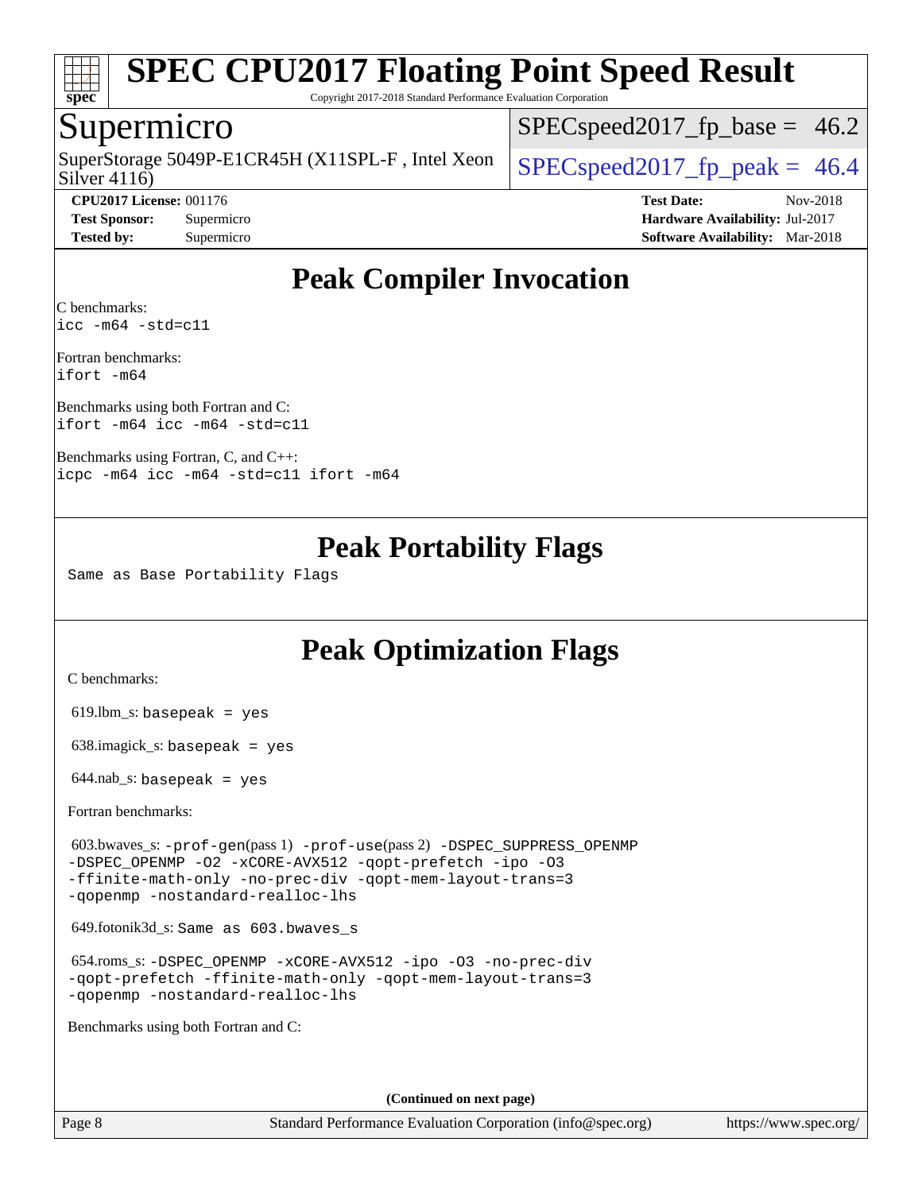# SPEC CPU2017 Floating Point Speed Result

Copyright 2017-2018 Standard Performance Evaluation Corporation

## Supermicro

SuperStorage 5049P-E1CR45H (X11SPL-F , Intel Xeon Silver 4116)

SPECspeed2017_fp_base = 46.2

SPECspeed2017_fp_peak = 46.4

**CPU2017 License:** 001176
**Test Sponsor:** Supermicro
**Tested by:** Supermicro

**Test Date:** Nov-2018
**Hardware Availability:** Jul-2017
**Software Availability:** Mar-2018

## Peak Compiler Invocation

C benchmarks:
`icc -m64 -std=c11`

Fortran benchmarks:
`ifort -m64`

Benchmarks using both Fortran and C:
`ifort -m64 icc -m64 -std=c11`

Benchmarks using Fortran, C, and C++:
`icpc -m64 icc -m64 -std=c11 ifort -m64`

## Peak Portability Flags

Same as Base Portability Flags

## Peak Optimization Flags

C benchmarks:

619.lbm_s: `basepeak = yes`

638.imagick_s: `basepeak = yes`

644.nab_s: `basepeak = yes`

Fortran benchmarks:

603.bwaves_s: `-prof-gen`(pass 1) `-prof-use`(pass 2) `-DSPEC_SUPPRESS_OPENMP -DSPEC_OPENMP -O2 -xCORE-AVX512 -qopt-prefetch -ipo -O3 -ffinite-math-only -no-prec-div -qopt-mem-layout-trans=3 -qopenmp -nostandard-realloc-lhs`

649.fotonik3d_s: `Same as 603.bwaves_s`

654.roms_s: `-DSPEC_OPENMP -xCORE-AVX512 -ipo -O3 -no-prec-div -qopt-prefetch -ffinite-math-only -qopt-mem-layout-trans=3 -qopenmp -nostandard-realloc-lhs`

Benchmarks using both Fortran and C:

(Continued on next page)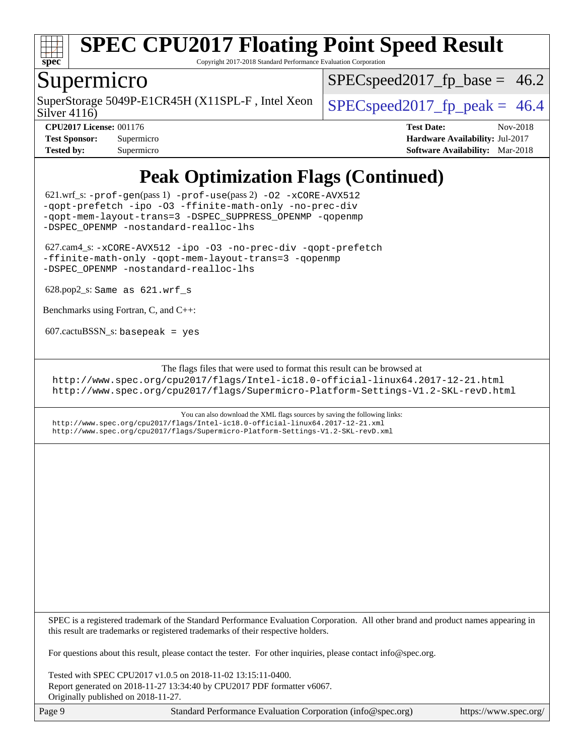# Peak Optimization Flags (Continued)

621.wrf_s: `-prof-gen`(pass 1) `-prof-use`(pass 2) `-O2 -xCORE-AVX512 -qopt-prefetch -ipo -O3 -ffinite-math-only -no-prec-div -qopt-mem-layout-trans=3 -DSPEC_SUPPRESS_OPENMP -qopenmp -DSPEC_OPENMP -nostandard-realloc-lhs`

627.cam4_s: `-xCORE-AVX512 -ipo -O3 -no-prec-div -qopt-prefetch -ffinite-math-only -qopt-mem-layout-trans=3 -qopenmp -DSPEC_OPENMP -nostandard-realloc-lhs`

628.pop2_s: `Same as 621.wrf_s`

Benchmarks using Fortran, C, and C++:

607.cactuBSSN_s: `basepeak = yes`

The flags files that were used to format this result can be browsed at

http://www.spec.org/cpu2017/flags/Intel-ic18.0-official-linux64.2017-12-21.html
http://www.spec.org/cpu2017/flags/Supermicro-Platform-Settings-V1.2-SKL-revD.html

You can also download the XML flags sources by saving the following links:

http://www.spec.org/cpu2017/flags/Intel-ic18.0-official-linux64.2017-12-21.xml
http://www.spec.org/cpu2017/flags/Supermicro-Platform-Settings-V1.2-SKL-revD.xml

SPEC is a registered trademark of the Standard Performance Evaluation Corporation. All other brand and product names appearing in this result are trademarks or registered trademarks of their respective holders.

For questions about this result, please contact the tester. For other inquiries, please contact info@spec.org.

Tested with SPEC CPU2017 v1.0.5 on 2018-11-02 13:15:11-0400.
Report generated on 2018-11-27 13:34:40 by CPU2017 PDF formatter v6067.
Originally published on 2018-11-27.